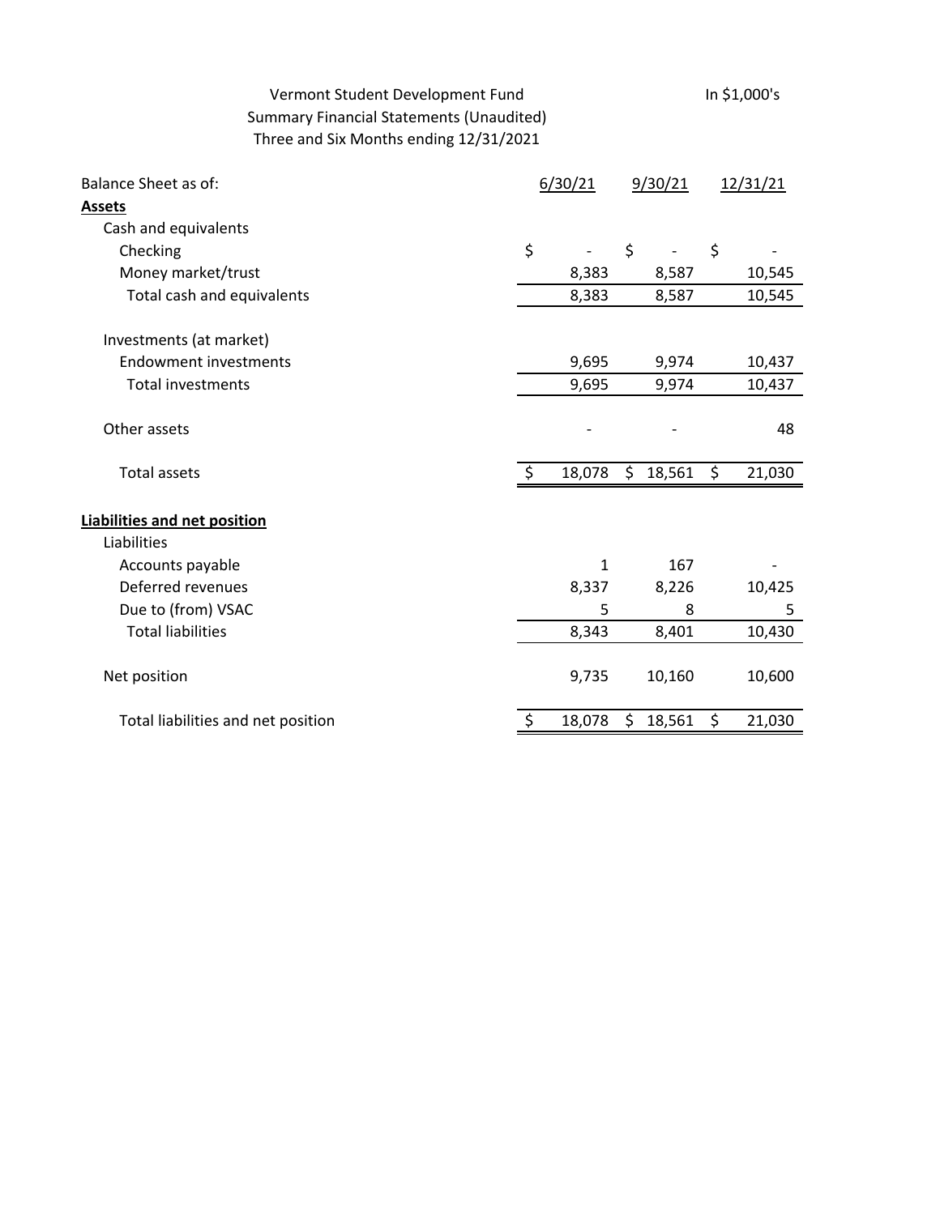Vermont Student Development Fund

Summary Financial Statements (Unaudited)

Three and Six Months ending 12/31/2021

In $1,000's

| Balance Sheet as of: | 6/30/21 | 9/30/21 | 12/31/21 |
|---|---|---|---|
| **Assets** | | | |
| Cash and equivalents | | | |
| Checking | $ - | $ - | $ - |
| Money market/trust | 8,383 | 8,587 | 10,545 |
| Total cash and equivalents | 8,383 | 8,587 | 10,545 |
| | | | |
| Investments (at market) | | | |
| Endowment investments | 9,695 | 9,974 | 10,437 |
| Total investments | 9,695 | 9,974 | 10,437 |
| | | | |
| Other assets | - | - | 48 |
| | | | |
| Total assets | $ 18,078 | $ 18,561 | $ 21,030 |
| | | | |
| **Liabilities and net position** | | | |
| Liabilities | | | |
| Accounts payable | 1 | 167 | - |
| Deferred revenues | 8,337 | 8,226 | 10,425 |
| Due to (from) VSAC | 5 | 8 | 5 |
| Total liabilities | 8,343 | 8,401 | 10,430 |
| | | | |
| Net position | 9,735 | 10,160 | 10,600 |
| | | | |
| Total liabilities and net position | $ 18,078 | $ 18,561 | $ 21,030 |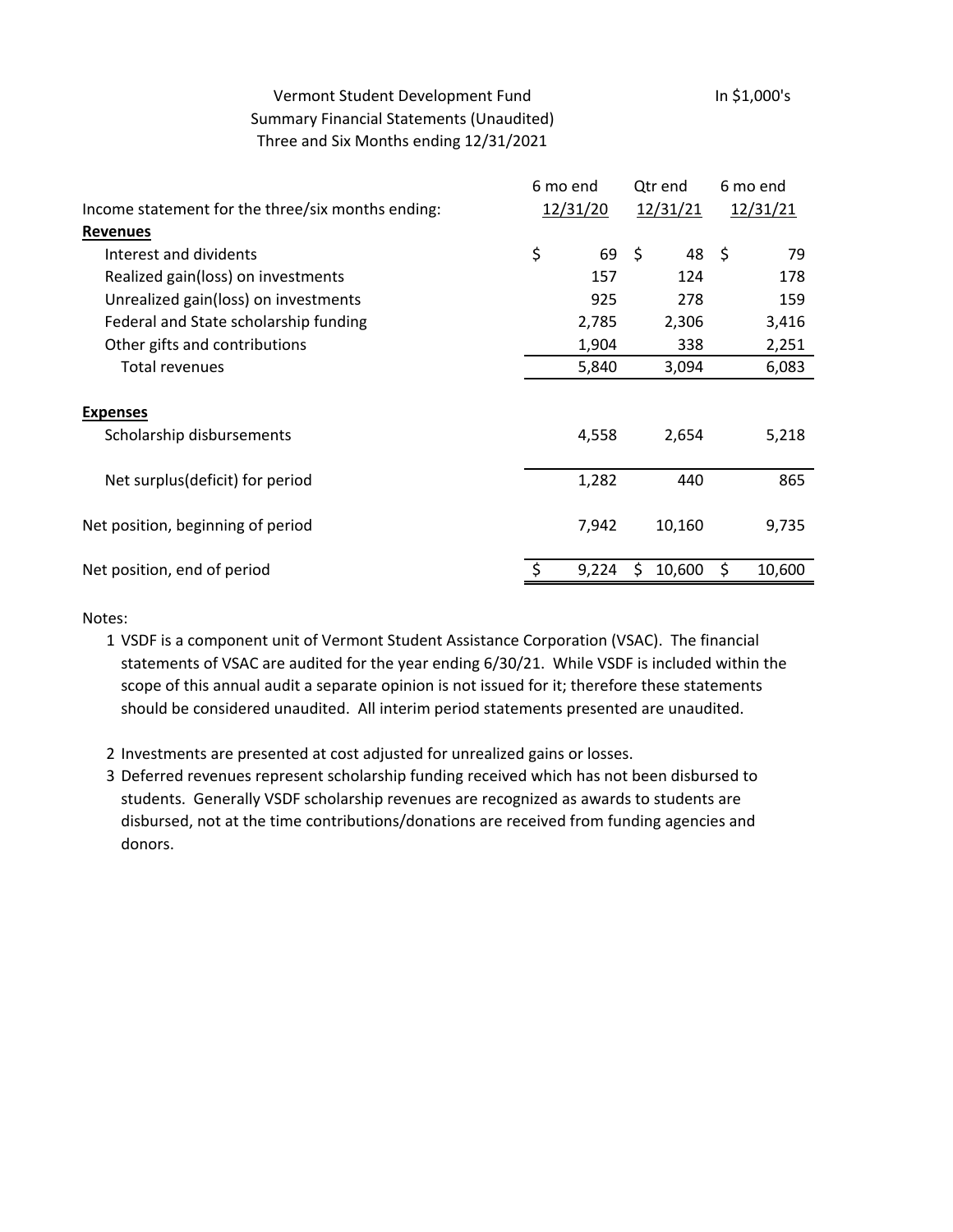Vermont Student Development Fund

Summary Financial Statements (Unaudited)

Three and Six Months ending 12/31/2021

In $1,000's

| Income statement for the three/six months ending: | 6 mo end 12/31/20 | Qtr end 12/31/21 | 6 mo end 12/31/21 |
|---|---|---|---|
| **Revenues** | | | |
| Interest and dividents | $ 69 | $ 48 | $ 79 |
| Realized gain(loss) on investments | 157 | 124 | 178 |
| Unrealized gain(loss) on investments | 925 | 278 | 159 |
| Federal and State scholarship funding | 2,785 | 2,306 | 3,416 |
| Other gifts and contributions | 1,904 | 338 | 2,251 |
| Total revenues | 5,840 | 3,094 | 6,083 |
| **Expenses** | | | |
| Scholarship disbursements | 4,558 | 2,654 | 5,218 |
| Net surplus(deficit) for period | 1,282 | 440 | 865 |
| Net position, beginning of period | 7,942 | 10,160 | 9,735 |
| Net position, end of period | $ 9,224 | $ 10,600 | $ 10,600 |

Notes:

1. VSDF is a component unit of Vermont Student Assistance Corporation (VSAC). The financial statements of VSAC are audited for the year ending 6/30/21. While VSDF is included within the scope of this annual audit a separate opinion is not issued for it; therefore these statements should be considered unaudited. All interim period statements presented are unaudited.
2. Investments are presented at cost adjusted for unrealized gains or losses.
3. Deferred revenues represent scholarship funding received which has not been disbursed to students. Generally VSDF scholarship revenues are recognized as awards to students are disbursed, not at the time contributions/donations are received from funding agencies and donors.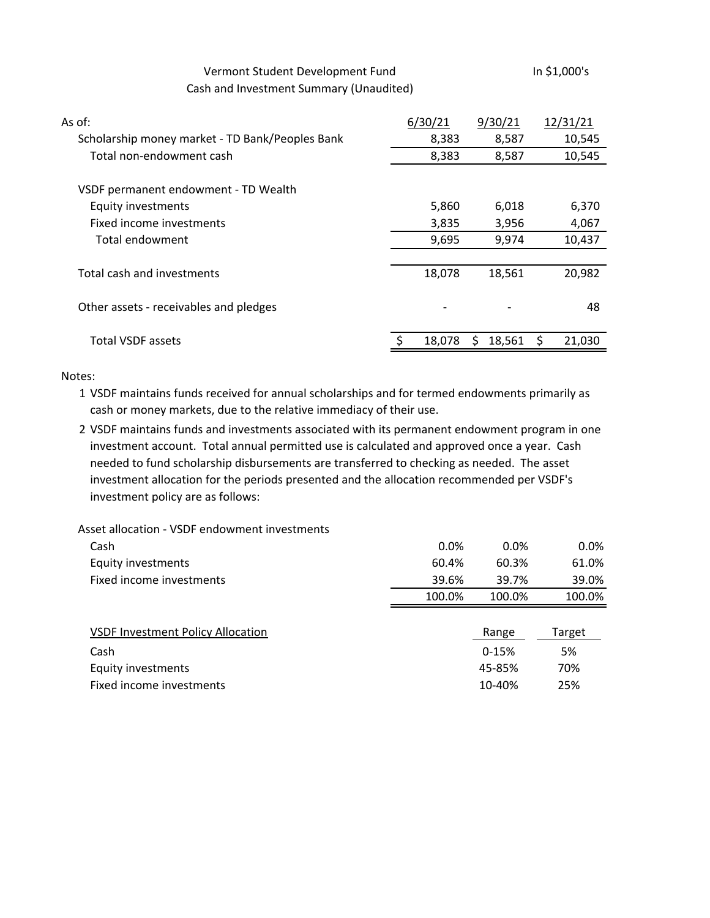Vermont Student Development Fund

Cash and Investment Summary (Unaudited)

In $1,000's

| As of: | 6/30/21 | 9/30/21 | 12/31/21 |
|---|---|---|---|
| Scholarship money market - TD Bank/Peoples Bank | 8,383 | 8,587 | 10,545 |
| Total non-endowment cash | 8,383 | 8,587 | 10,545 |
| | | | |
| VSDF permanent endowment - TD Wealth | | | |
| Equity investments | 5,860 | 6,018 | 6,370 |
| Fixed income investments | 3,835 | 3,956 | 4,067 |
| Total endowment | 9,695 | 9,974 | 10,437 |
| | | | |
| Total cash and investments | 18,078 | 18,561 | 20,982 |
| | | | |
| Other assets - receivables and pledges | - | - | 48 |
| | | | |
| Total VSDF assets | $ 18,078 | $ 18,561 | $ 21,030 |

Notes:

1. VSDF maintains funds received for annual scholarships and for termed endowments primarily as cash or money markets, due to the relative immediacy of their use.
2. VSDF maintains funds and investments associated with its permanent endowment program in one investment account. Total annual permitted use is calculated and approved once a year. Cash needed to fund scholarship disbursements are transferred to checking as needed. The asset investment allocation for the periods presented and the allocation recommended per VSDF's investment policy are as follows:

| Asset allocation - VSDF endowment investments | 6/30/21 | 9/30/21 | 12/31/21 |
|---|---|---|---|
| Cash | 0.0% | 0.0% | 0.0% |
| Equity investments | 60.4% | 60.3% | 61.0% |
| Fixed income investments | 39.6% | 39.7% | 39.0% |
| | 100.0% | 100.0% | 100.0% |

| VSDF Investment Policy Allocation | Range | Target |
|---|---|---|
| Cash | 0-15% | 5% |
| Equity investments | 45-85% | 70% |
| Fixed income investments | 10-40% | 25% |